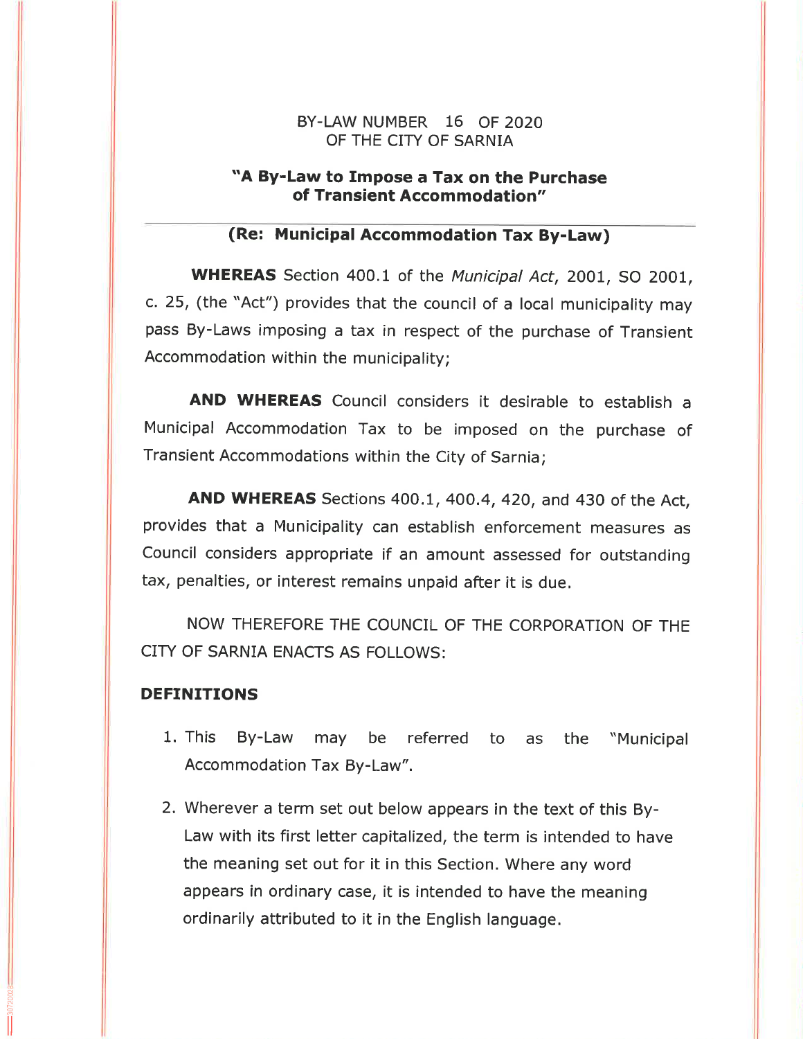BY-LAW NUMBER 16 OF 2020
OF THE CITY OF SARNIA

**"A By-Law to Impose a Tax on the Purchase of Transient Accommodation"**

**(Re: Municipal Accommodation Tax By-Law)**

**WHEREAS** Section 400.1 of the *Municipal Act*, 2001, SO 2001, c. 25, (the "Act") provides that the council of a local municipality may pass By-Laws imposing a tax in respect of the purchase of Transient Accommodation within the municipality;

**AND WHEREAS** Council considers it desirable to establish a Municipal Accommodation Tax to be imposed on the purchase of Transient Accommodations within the City of Sarnia;

**AND WHEREAS** Sections 400.1, 400.4, 420, and 430 of the Act, provides that a Municipality can establish enforcement measures as Council considers appropriate if an amount assessed for outstanding tax, penalties, or interest remains unpaid after it is due.

NOW THEREFORE THE COUNCIL OF THE CORPORATION OF THE CITY OF SARNIA ENACTS AS FOLLOWS:

## DEFINITIONS

1. This By-Law may be referred to as the "Municipal Accommodation Tax By-Law".

2. Wherever a term set out below appears in the text of this By-Law with its first letter capitalized, the term is intended to have the meaning set out for it in this Section. Where any word appears in ordinary case, it is intended to have the meaning ordinarily attributed to it in the English language.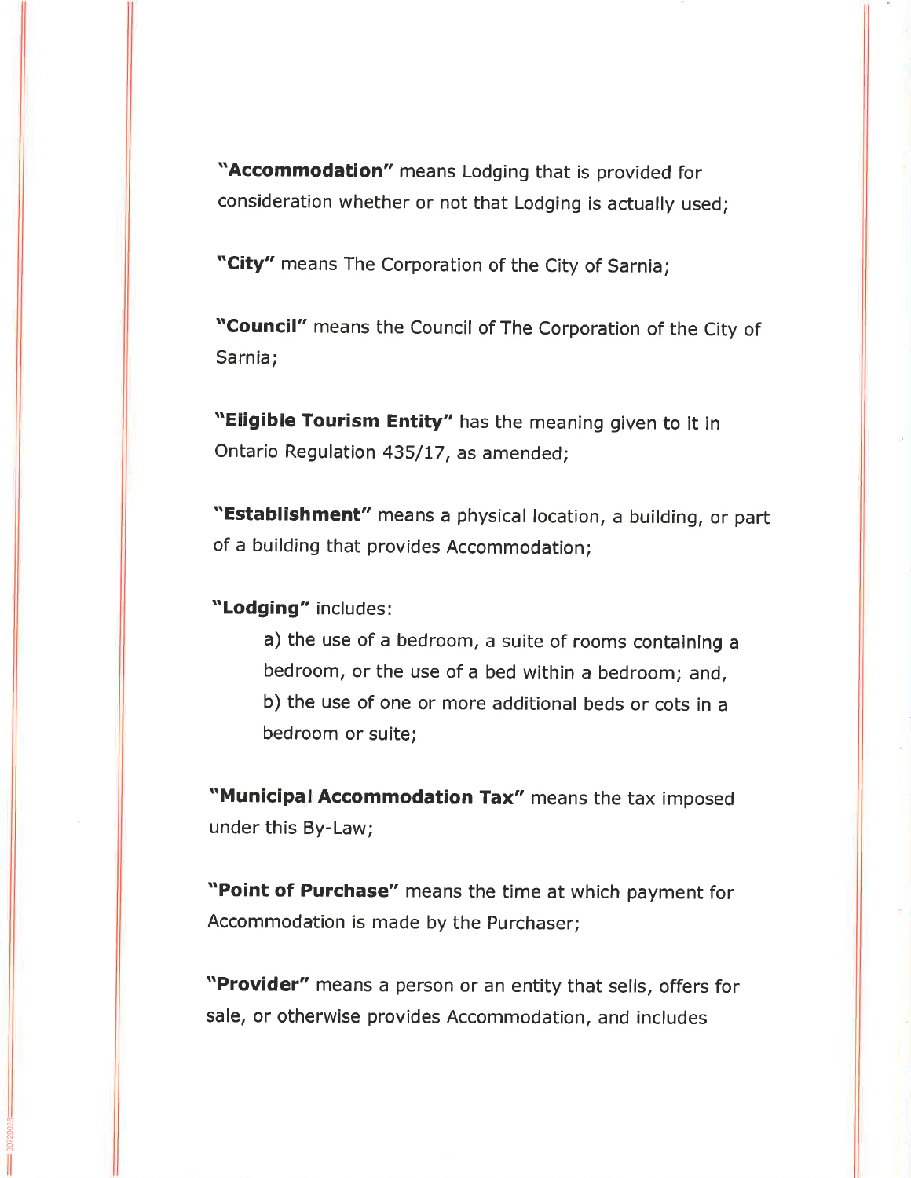**"Accommodation"** means Lodging that is provided for consideration whether or not that Lodging is actually used;

**"City"** means The Corporation of the City of Sarnia;

**"Council"** means the Council of The Corporation of the City of Sarnia;

**"Eligible Tourism Entity"** has the meaning given to it in Ontario Regulation 435/17, as amended;

**"Establishment"** means a physical location, a building, or part of a building that provides Accommodation;

**"Lodging"** includes:

a) the use of a bedroom, a suite of rooms containing a bedroom, or the use of a bed within a bedroom; and,

b) the use of one or more additional beds or cots in a bedroom or suite;

**"Municipal Accommodation Tax"** means the tax imposed under this By-Law;

**"Point of Purchase"** means the time at which payment for Accommodation is made by the Purchaser;

**"Provider"** means a person or an entity that sells, offers for sale, or otherwise provides Accommodation, and includes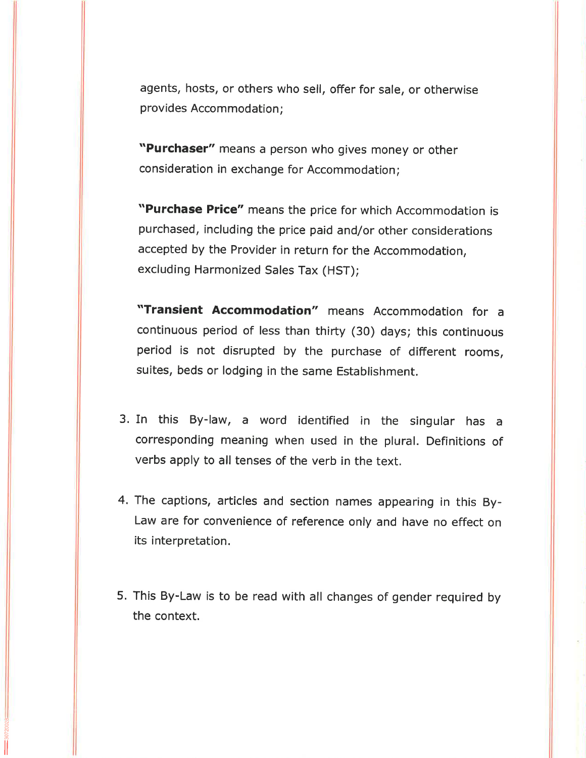agents, hosts, or others who sell, offer for sale, or otherwise provides Accommodation;

**"Purchaser"** means a person who gives money or other consideration in exchange for Accommodation;

**"Purchase Price"** means the price for which Accommodation is purchased, including the price paid and/or other considerations accepted by the Provider in return for the Accommodation, excluding Harmonized Sales Tax (HST);

**"Transient Accommodation"** means Accommodation for a continuous period of less than thirty (30) days; this continuous period is not disrupted by the purchase of different rooms, suites, beds or lodging in the same Establishment.

3. In this By-law, a word identified in the singular has a corresponding meaning when used in the plural. Definitions of verbs apply to all tenses of the verb in the text.

4. The captions, articles and section names appearing in this By-Law are for convenience of reference only and have no effect on its interpretation.

5. This By-Law is to be read with all changes of gender required by the context.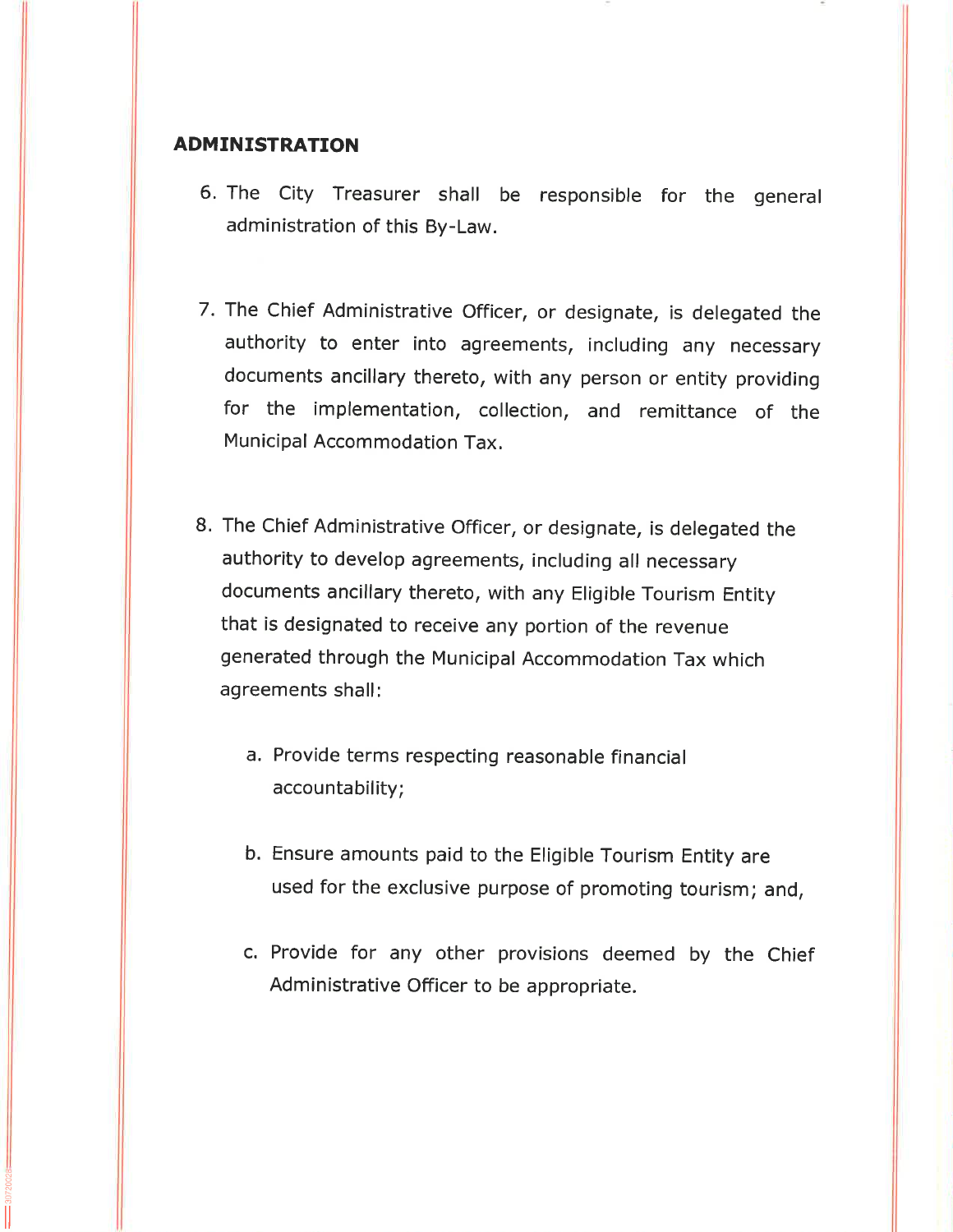## ADMINISTRATION

6. The City Treasurer shall be responsible for the general administration of this By-Law.

7. The Chief Administrative Officer, or designate, is delegated the authority to enter into agreements, including any necessary documents ancillary thereto, with any person or entity providing for the implementation, collection, and remittance of the Municipal Accommodation Tax.

8. The Chief Administrative Officer, or designate, is delegated the authority to develop agreements, including all necessary documents ancillary thereto, with any Eligible Tourism Entity that is designated to receive any portion of the revenue generated through the Municipal Accommodation Tax which agreements shall:

   a. Provide terms respecting reasonable financial accountability;

   b. Ensure amounts paid to the Eligible Tourism Entity are used for the exclusive purpose of promoting tourism; and,

   c. Provide for any other provisions deemed by the Chief Administrative Officer to be appropriate.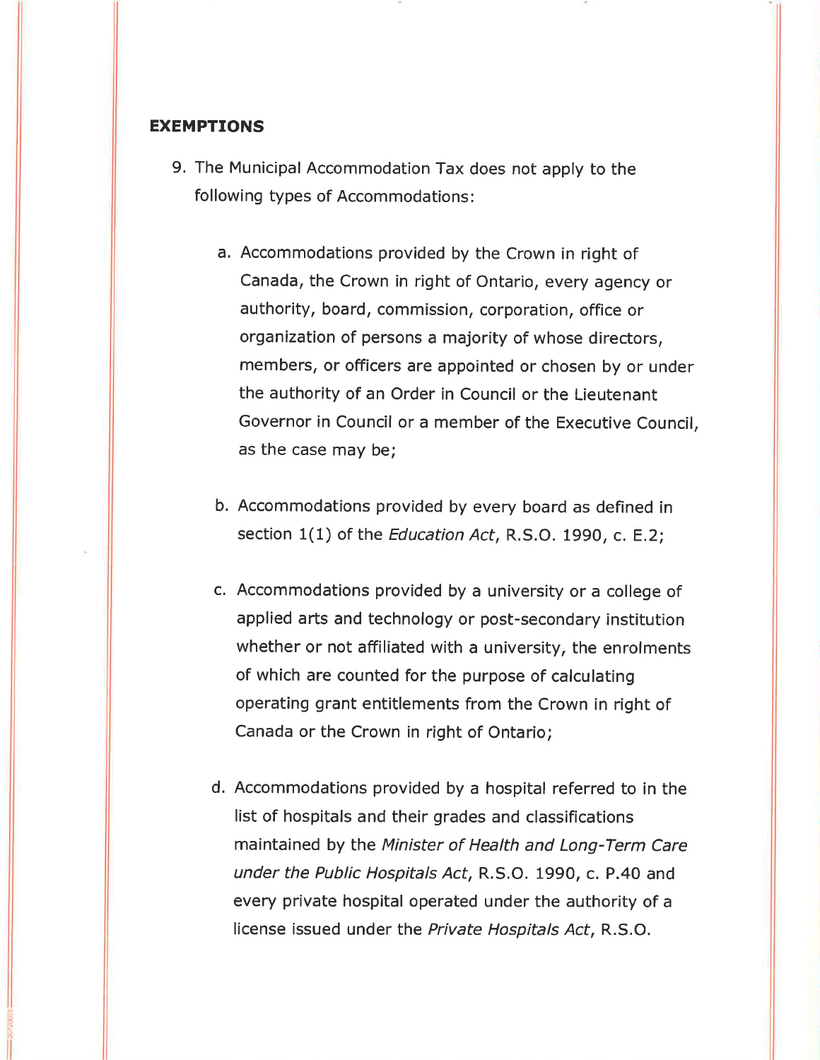## EXEMPTIONS

9. The Municipal Accommodation Tax does not apply to the following types of Accommodations:

   a. Accommodations provided by the Crown in right of Canada, the Crown in right of Ontario, every agency or authority, board, commission, corporation, office or organization of persons a majority of whose directors, members, or officers are appointed or chosen by or under the authority of an Order in Council or the Lieutenant Governor in Council or a member of the Executive Council, as the case may be;

   b. Accommodations provided by every board as defined in section 1(1) of the *Education Act*, R.S.O. 1990, c. E.2;

   c. Accommodations provided by a university or a college of applied arts and technology or post-secondary institution whether or not affiliated with a university, the enrolments of which are counted for the purpose of calculating operating grant entitlements from the Crown in right of Canada or the Crown in right of Ontario;

   d. Accommodations provided by a hospital referred to in the list of hospitals and their grades and classifications maintained by the *Minister of Health and Long-Term Care under the Public Hospitals Act*, R.S.O. 1990, c. P.40 and every private hospital operated under the authority of a license issued under the *Private Hospitals Act*, R.S.O.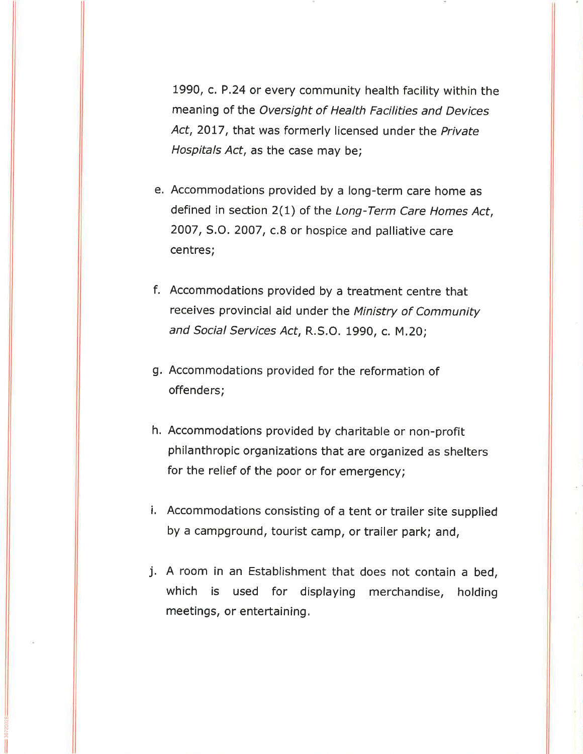1990, c. P.24 or every community health facility within the meaning of the *Oversight of Health Facilities and Devices Act*, 2017, that was formerly licensed under the *Private Hospitals Act*, as the case may be;

e. Accommodations provided by a long-term care home as defined in section 2(1) of the *Long-Term Care Homes Act*, 2007, S.O. 2007, c.8 or hospice and palliative care centres;

f. Accommodations provided by a treatment centre that receives provincial aid under the *Ministry of Community and Social Services Act*, R.S.O. 1990, c. M.20;

g. Accommodations provided for the reformation of offenders;

h. Accommodations provided by charitable or non-profit philanthropic organizations that are organized as shelters for the relief of the poor or for emergency;

i. Accommodations consisting of a tent or trailer site supplied by a campground, tourist camp, or trailer park; and,

j. A room in an Establishment that does not contain a bed, which is used for displaying merchandise, holding meetings, or entertaining.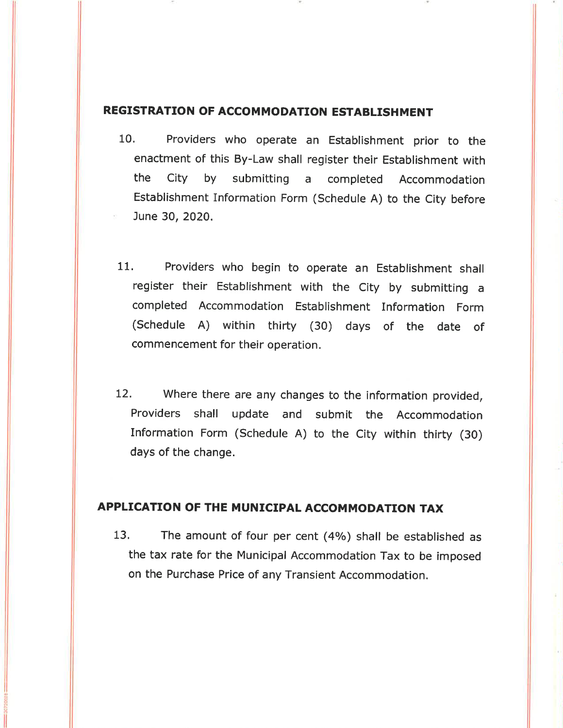## REGISTRATION OF ACCOMMODATION ESTABLISHMENT

10. Providers who operate an Establishment prior to the enactment of this By-Law shall register their Establishment with the City by submitting a completed Accommodation Establishment Information Form (Schedule A) to the City before June 30, 2020.

11. Providers who begin to operate an Establishment shall register their Establishment with the City by submitting a completed Accommodation Establishment Information Form (Schedule A) within thirty (30) days of the date of commencement for their operation.

12. Where there are any changes to the information provided, Providers shall update and submit the Accommodation Information Form (Schedule A) to the City within thirty (30) days of the change.

## APPLICATION OF THE MUNICIPAL ACCOMMODATION TAX

13. The amount of four per cent (4%) shall be established as the tax rate for the Municipal Accommodation Tax to be imposed on the Purchase Price of any Transient Accommodation.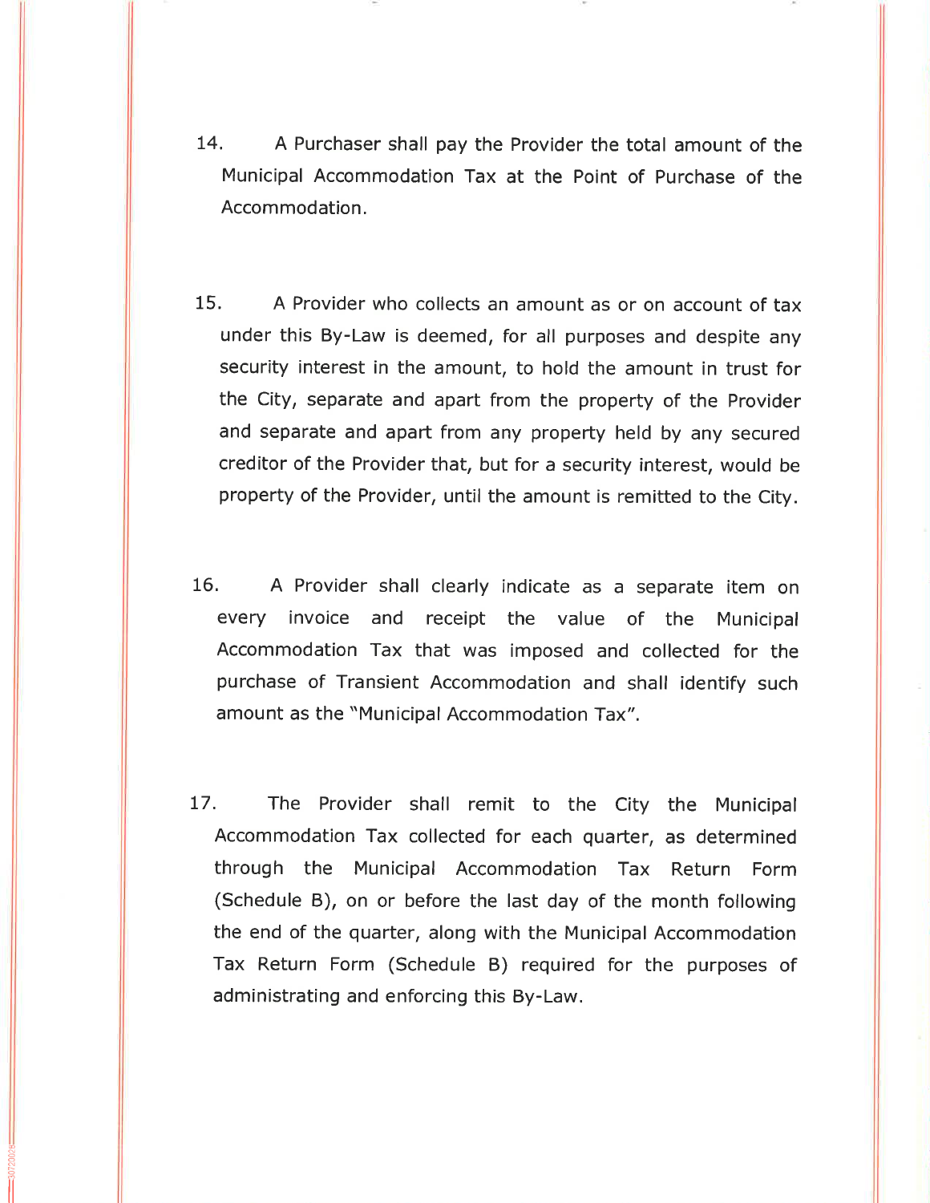14. A Purchaser shall pay the Provider the total amount of the Municipal Accommodation Tax at the Point of Purchase of the Accommodation.

15. A Provider who collects an amount as or on account of tax under this By-Law is deemed, for all purposes and despite any security interest in the amount, to hold the amount in trust for the City, separate and apart from the property of the Provider and separate and apart from any property held by any secured creditor of the Provider that, but for a security interest, would be property of the Provider, until the amount is remitted to the City.

16. A Provider shall clearly indicate as a separate item on every invoice and receipt the value of the Municipal Accommodation Tax that was imposed and collected for the purchase of Transient Accommodation and shall identify such amount as the "Municipal Accommodation Tax".

17. The Provider shall remit to the City the Municipal Accommodation Tax collected for each quarter, as determined through the Municipal Accommodation Tax Return Form (Schedule B), on or before the last day of the month following the end of the quarter, along with the Municipal Accommodation Tax Return Form (Schedule B) required for the purposes of administrating and enforcing this By-Law.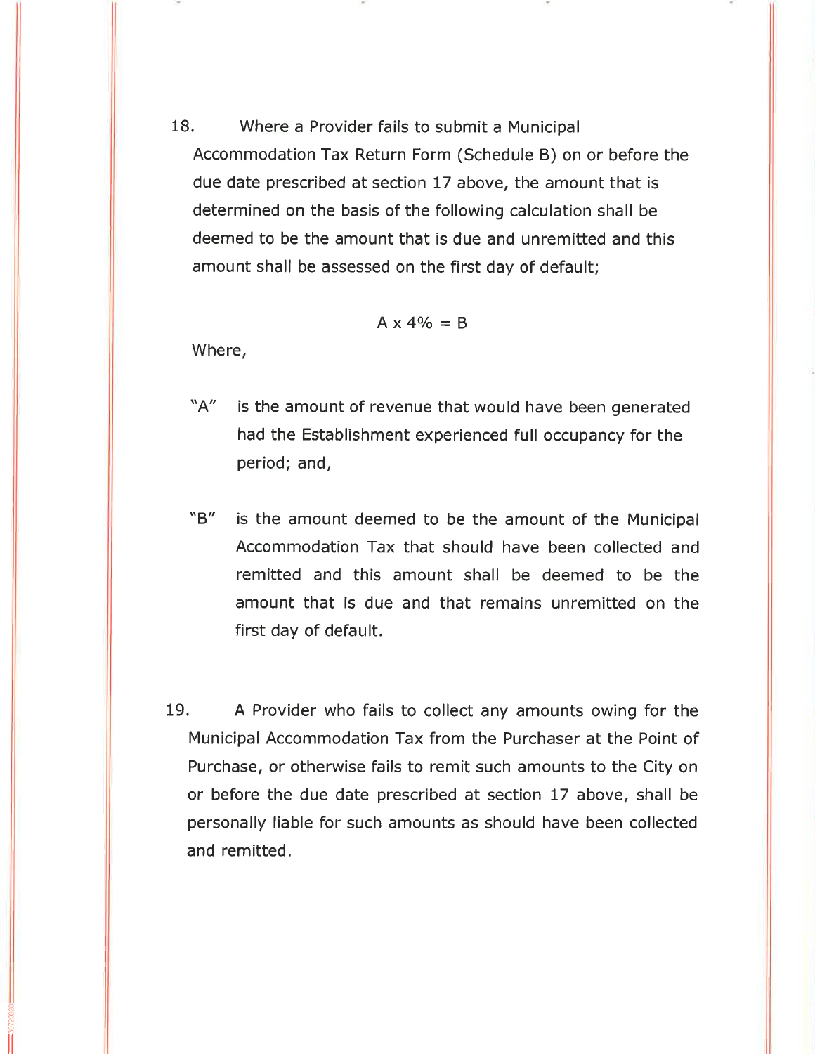18. Where a Provider fails to submit a Municipal Accommodation Tax Return Form (Schedule B) on or before the due date prescribed at section 17 above, the amount that is determined on the basis of the following calculation shall be deemed to be the amount that is due and unremitted and this amount shall be assessed on the first day of default;

$$A \times 4\% = B$$

Where,

"A" is the amount of revenue that would have been generated had the Establishment experienced full occupancy for the period; and,

"B" is the amount deemed to be the amount of the Municipal Accommodation Tax that should have been collected and remitted and this amount shall be deemed to be the amount that is due and that remains unremitted on the first day of default.

19. A Provider who fails to collect any amounts owing for the Municipal Accommodation Tax from the Purchaser at the Point of Purchase, or otherwise fails to remit such amounts to the City on or before the due date prescribed at section 17 above, shall be personally liable for such amounts as should have been collected and remitted.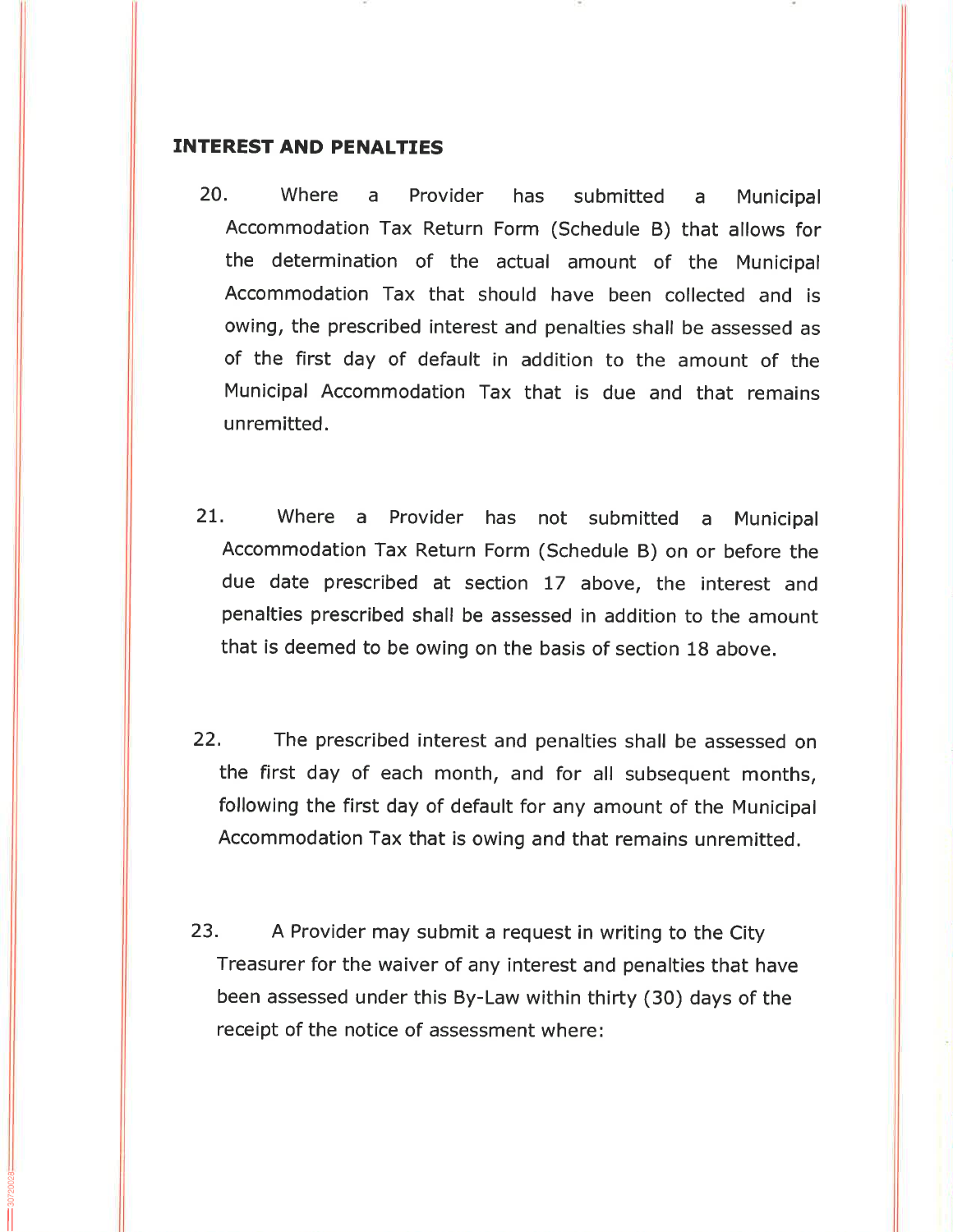**INTEREST AND PENALTIES**

20. Where a Provider has submitted a Municipal Accommodation Tax Return Form (Schedule B) that allows for the determination of the actual amount of the Municipal Accommodation Tax that should have been collected and is owing, the prescribed interest and penalties shall be assessed as of the first day of default in addition to the amount of the Municipal Accommodation Tax that is due and that remains unremitted.

21. Where a Provider has not submitted a Municipal Accommodation Tax Return Form (Schedule B) on or before the due date prescribed at section 17 above, the interest and penalties prescribed shall be assessed in addition to the amount that is deemed to be owing on the basis of section 18 above.

22. The prescribed interest and penalties shall be assessed on the first day of each month, and for all subsequent months, following the first day of default for any amount of the Municipal Accommodation Tax that is owing and that remains unremitted.

23. A Provider may submit a request in writing to the City Treasurer for the waiver of any interest and penalties that have been assessed under this By-Law within thirty (30) days of the receipt of the notice of assessment where: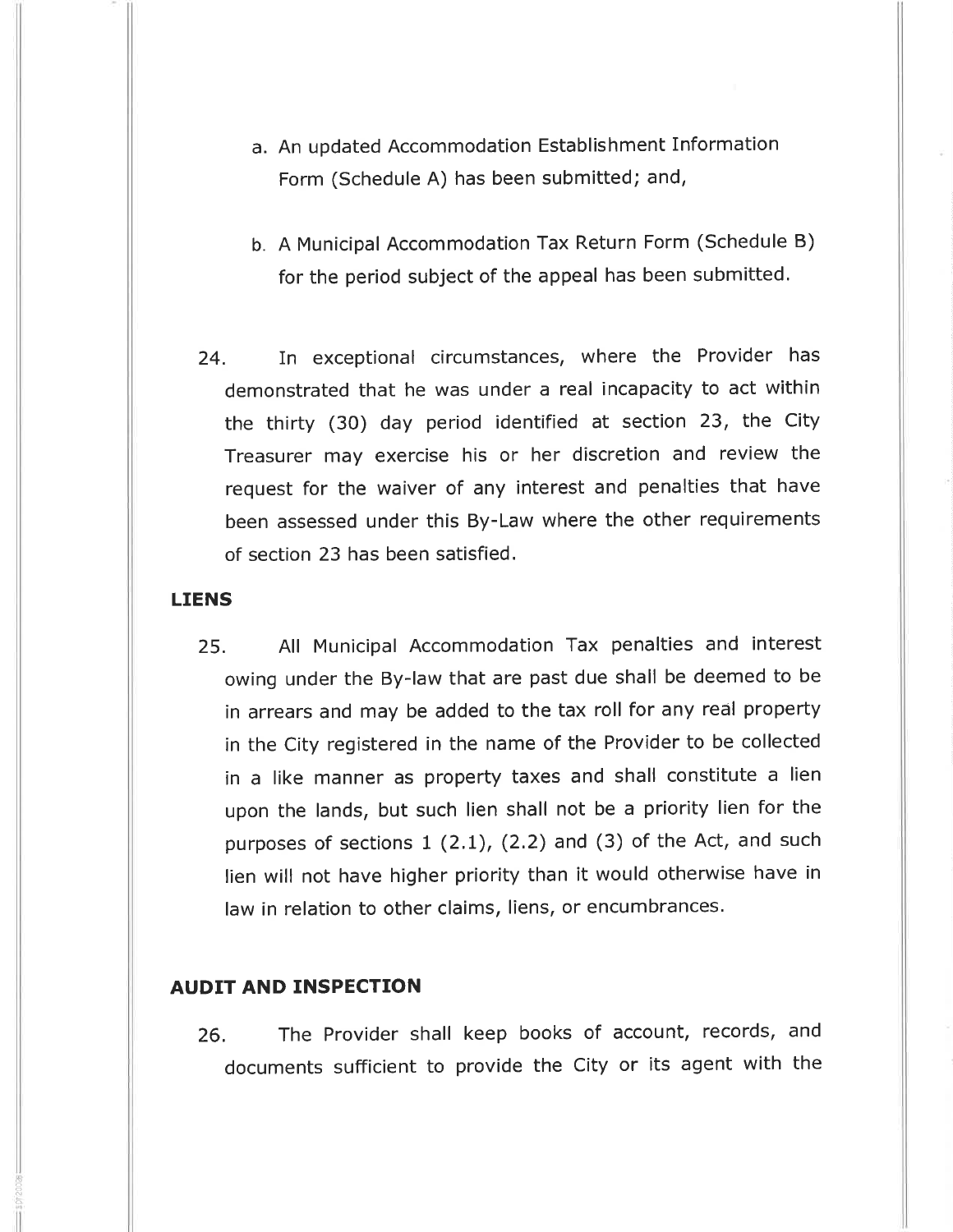a. An updated Accommodation Establishment Information Form (Schedule A) has been submitted; and,

b. A Municipal Accommodation Tax Return Form (Schedule B) for the period subject of the appeal has been submitted.

24. In exceptional circumstances, where the Provider has demonstrated that he was under a real incapacity to act within the thirty (30) day period identified at section 23, the City Treasurer may exercise his or her discretion and review the request for the waiver of any interest and penalties that have been assessed under this By-Law where the other requirements of section 23 has been satisfied.

**LIENS**

25. All Municipal Accommodation Tax penalties and interest owing under the By-law that are past due shall be deemed to be in arrears and may be added to the tax roll for any real property in the City registered in the name of the Provider to be collected in a like manner as property taxes and shall constitute a lien upon the lands, but such lien shall not be a priority lien for the purposes of sections 1 (2.1), (2.2) and (3) of the Act, and such lien will not have higher priority than it would otherwise have in law in relation to other claims, liens, or encumbrances.

**AUDIT AND INSPECTION**

26. The Provider shall keep books of account, records, and documents sufficient to provide the City or its agent with the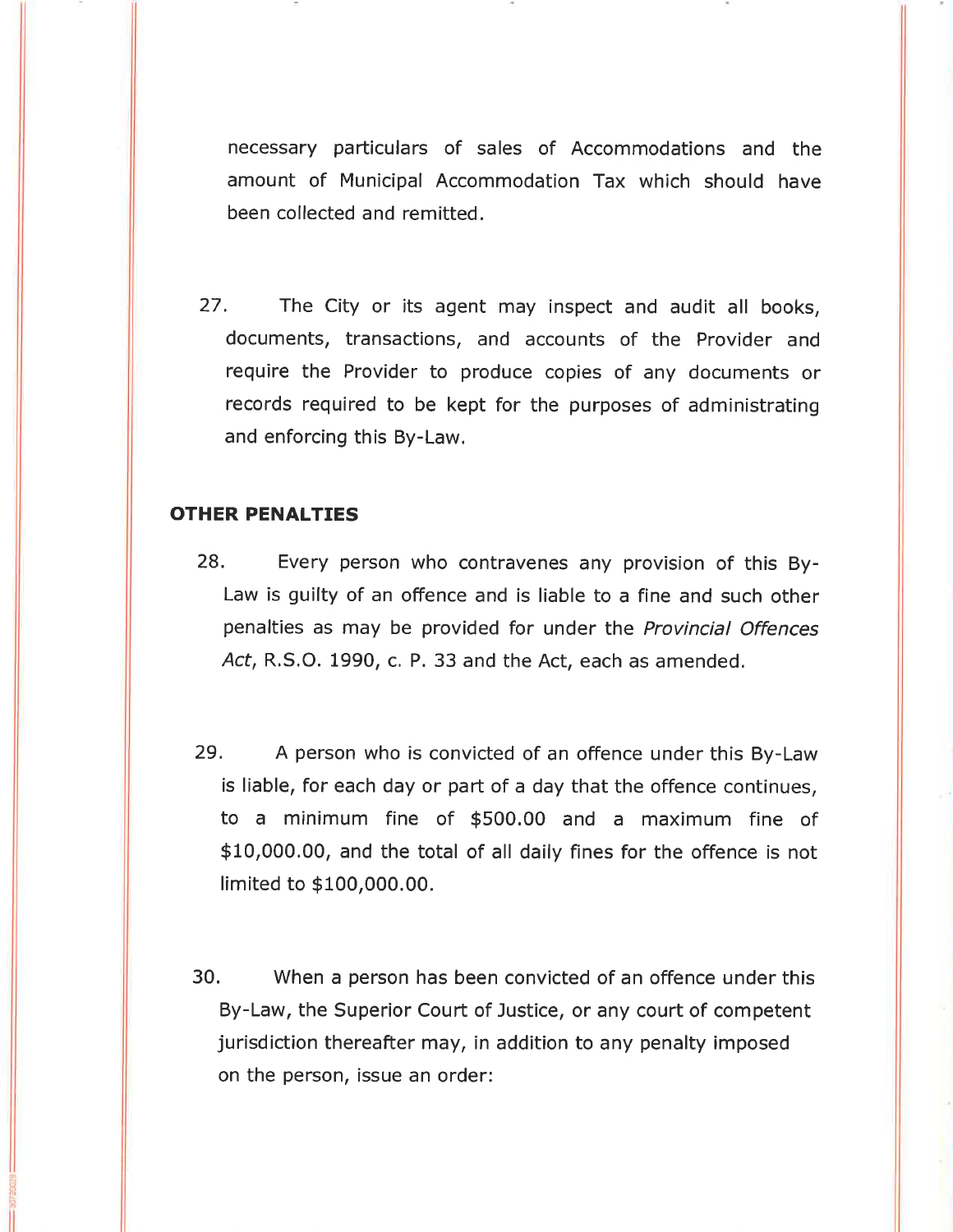necessary particulars of sales of Accommodations and the amount of Municipal Accommodation Tax which should have been collected and remitted.

27. The City or its agent may inspect and audit all books, documents, transactions, and accounts of the Provider and require the Provider to produce copies of any documents or records required to be kept for the purposes of administrating and enforcing this By-Law.

**OTHER PENALTIES**

28. Every person who contravenes any provision of this By-Law is guilty of an offence and is liable to a fine and such other penalties as may be provided for under the *Provincial Offences Act*, R.S.O. 1990, c. P. 33 and the Act, each as amended.

29. A person who is convicted of an offence under this By-Law is liable, for each day or part of a day that the offence continues, to a minimum fine of $500.00 and a maximum fine of $10,000.00, and the total of all daily fines for the offence is not limited to $100,000.00.

30. When a person has been convicted of an offence under this By-Law, the Superior Court of Justice, or any court of competent jurisdiction thereafter may, in addition to any penalty imposed on the person, issue an order: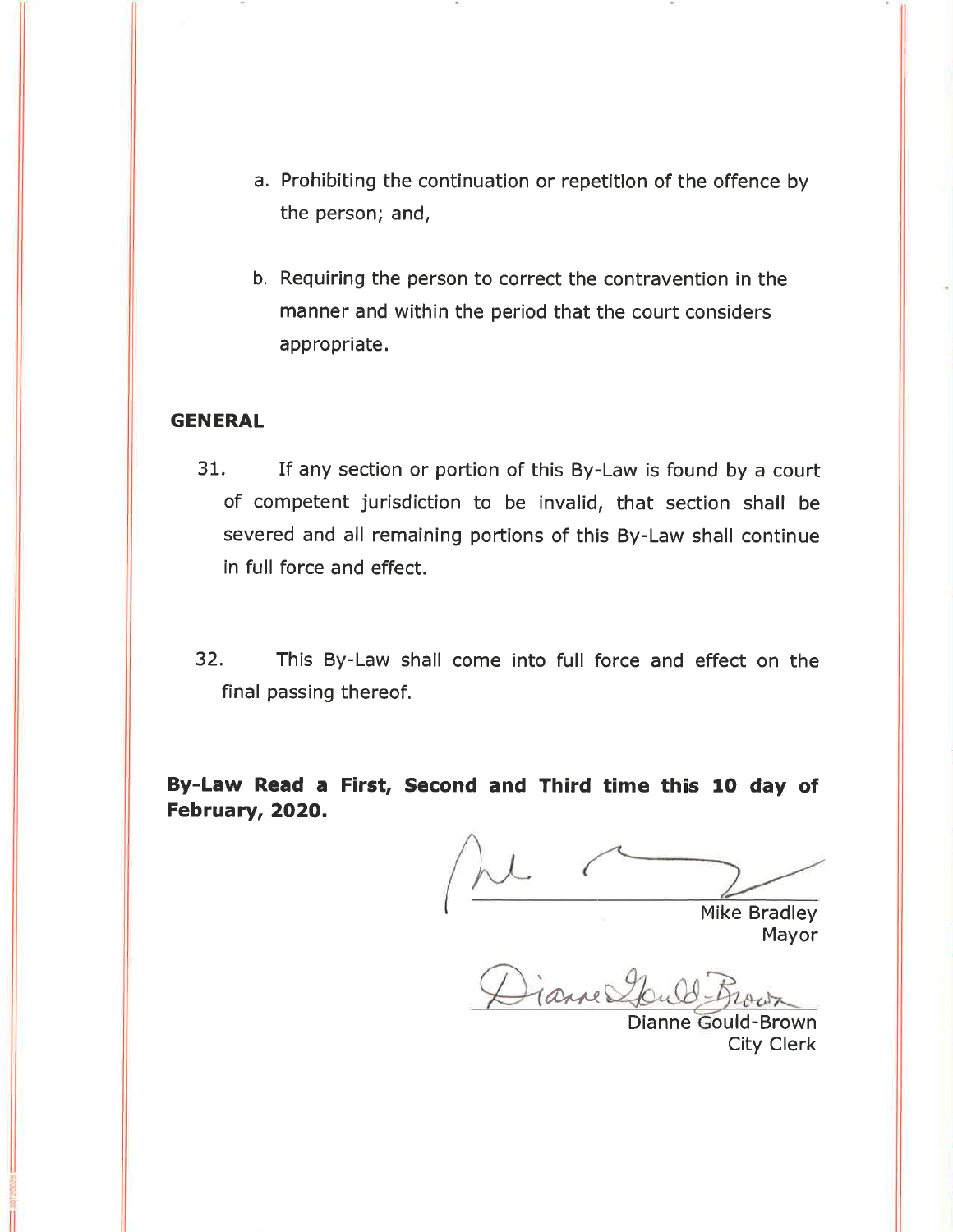a. Prohibiting the continuation or repetition of the offence by the person; and,

b. Requiring the person to correct the contravention in the manner and within the period that the court considers appropriate.

**GENERAL**

31. If any section or portion of this By-Law is found by a court of competent jurisdiction to be invalid, that section shall be severed and all remaining portions of this By-Law shall continue in full force and effect.

32. This By-Law shall come into full force and effect on the final passing thereof.

**By-Law Read a First, Second and Third time this 10 day of February, 2020.**

Mike Bradley
Mayor

Dianne Gould-Brown
City Clerk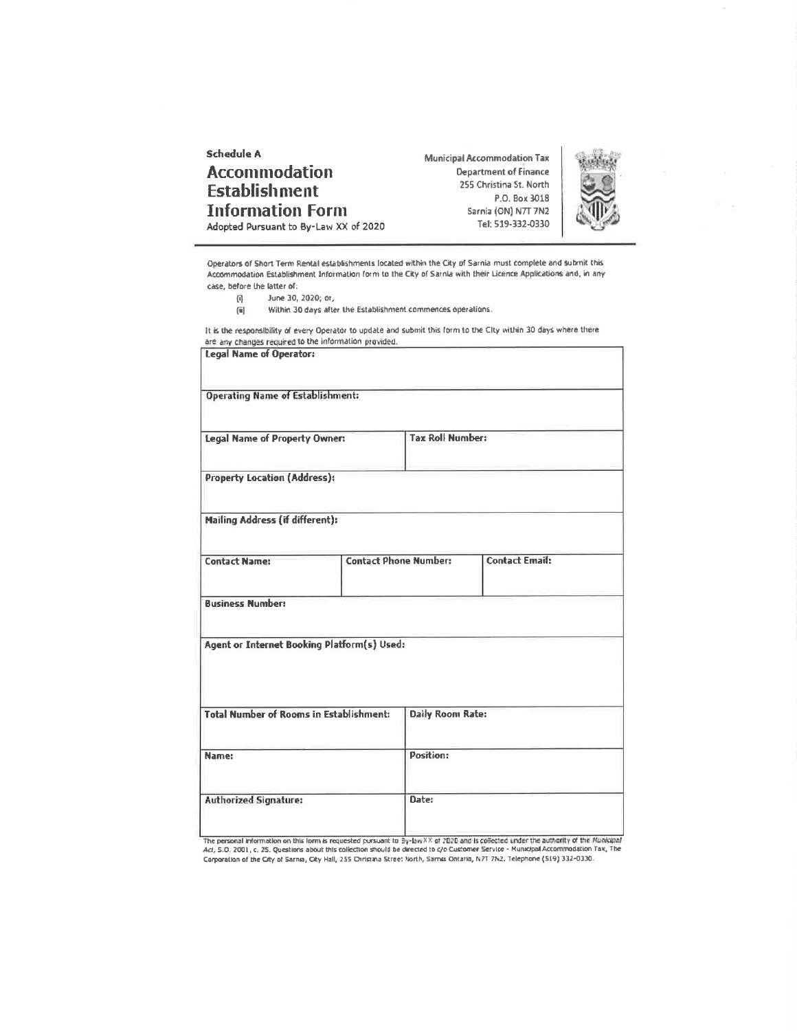**Schedule A**

# Accommodation Establishment Information Form

Adopted Pursuant to By-Law XX of 2020

Municipal Accommodation Tax
Department of Finance
255 Christina St. North
P.O. Box 3018
Sarnia (ON) N7T 7N2
Tel: 519-332-0330

Operators of Short Term Rental establishments located within the City of Sarnia must complete and submit this Accommodation Establishment Information form to the City of Sarnia with their Licence Applications and, in any case, before the latter of:

(i) June 30, 2020; or,
(ii) Within 30 days after the Establishment commences operations.

It is the responsibility of every Operator to update and submit this form to the City within 30 days where there are any changes required to the information provided.

| **Legal Name of Operator:** | | |
|---|---|---|
| **Operating Name of Establishment:** | | |
| **Legal Name of Property Owner:** | **Tax Roll Number:** | |
| **Property Location (Address):** | | |
| **Mailing Address (if different):** | | |
| **Contact Name:** | **Contact Phone Number:** | **Contact Email:** |
| **Business Number:** | | |
| **Agent or Internet Booking Platform(s) Used:** | | |
| **Total Number of Rooms in Establishment:** | **Daily Room Rate:** | |
| **Name:** | **Position:** | |
| **Authorized Signature:** | **Date:** | |

The personal information on this form is requested pursuant to By-law XX of 2020 and is collected under the authority of the *Municipal Act*, S.O. 2001, c. 25. Questions about this collection should be directed to c/o Customer Service - Municipal Accommodation Tax, The Corporation of the City of Sarnia, City Hall, 255 Christina Street North, Sarnia Ontario, N7T 7N2. Telephone (519) 332-0330.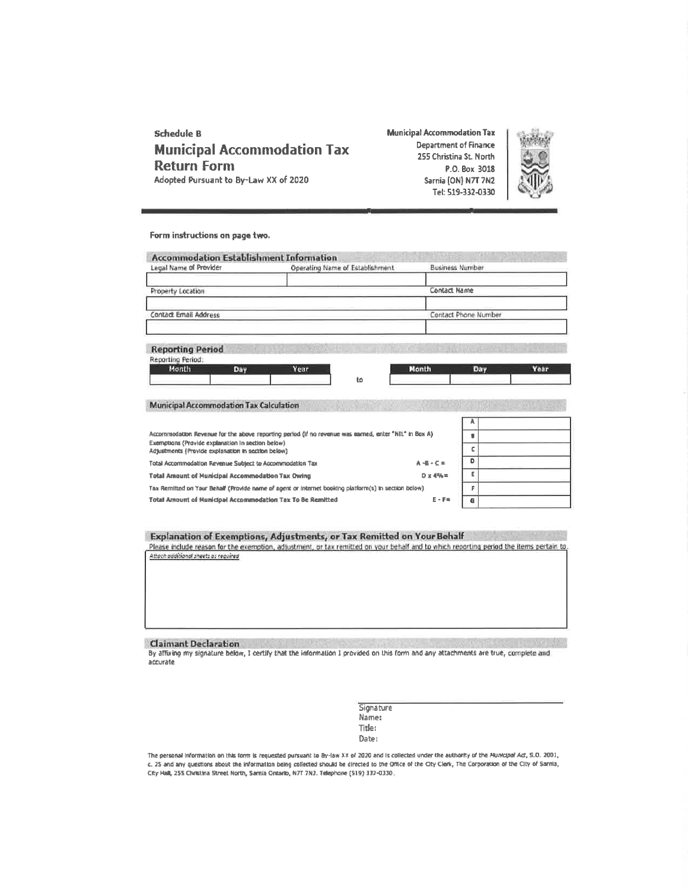**Schedule B**

# Municipal Accommodation Tax Return Form

Adopted Pursuant to By-Law XX of 2020

**Municipal Accommodation Tax**
Department of Finance
255 Christina St. North
P.O. Box 3018
Sarnia (ON) N7T 7N2
Tel: 519-332-0330

**Form instructions on page two.**

## Accommodation Establishment Information

| Legal Name of Provider | Operating Name of Establishment | Business Number |
|---|---|---|
| | | |

| Property Location | Contact Name |
|---|---|
| | |

| Contact Email Address | Contact Phone Number |
|---|---|
| | |

## Reporting Period

Reporting Period:

| Month | Day | Year | | Month | Day | Year |
|---|---|---|---|---|---|---|
| | | | to | | | |

## Municipal Accommodation Tax Calculation

| | | Box | |
|---|---|---|---|
| Accommodation Revenue for the above reporting period (if no revenue was earned, enter "NIL" in Box A) | | A | |
| Exemptions (Provide explanation in section below) | | B | |
| Adjustments (Provide explanation in section below) | | C | |
| Total Accommodation Revenue Subject to Accommodation Tax | A - B - C = | D | |
| **Total Amount of Municipal Accommodation Tax Owing** | D x 4% = | E | |
| Tax Remitted on Your Behalf (Provide name of agent or internet booking platform(s) in section below) | | F | |
| **Total Amount of Municipal Accommodation Tax To Be Remitted** | E - F = | G | |

## Explanation of Exemptions, Adjustments, or Tax Remitted on Your Behalf

Please include reason for the exemption, adjustment, or tax remitted on your behalf and to which reporting period the items pertain to.

*Attach additional sheets as required*

## Claimant Declaration

By affixing my signature below, I certify that the information I provided on this form and any attachments are true, complete and accurate

Signature
Name:
Title:
Date:

The personal information on this form is requested pursuant to By-law XX of 2020 and is collected under the authority of the *Municipal Act*, S.O. 2001, c. 25 and any questions about the information being collected should be directed to the Office of the City Clerk, The Corporation of the City of Sarnia, City Hall, 255 Christina Street North, Sarnia Ontario, N7T 7N2. Telephone (519) 332-0330.